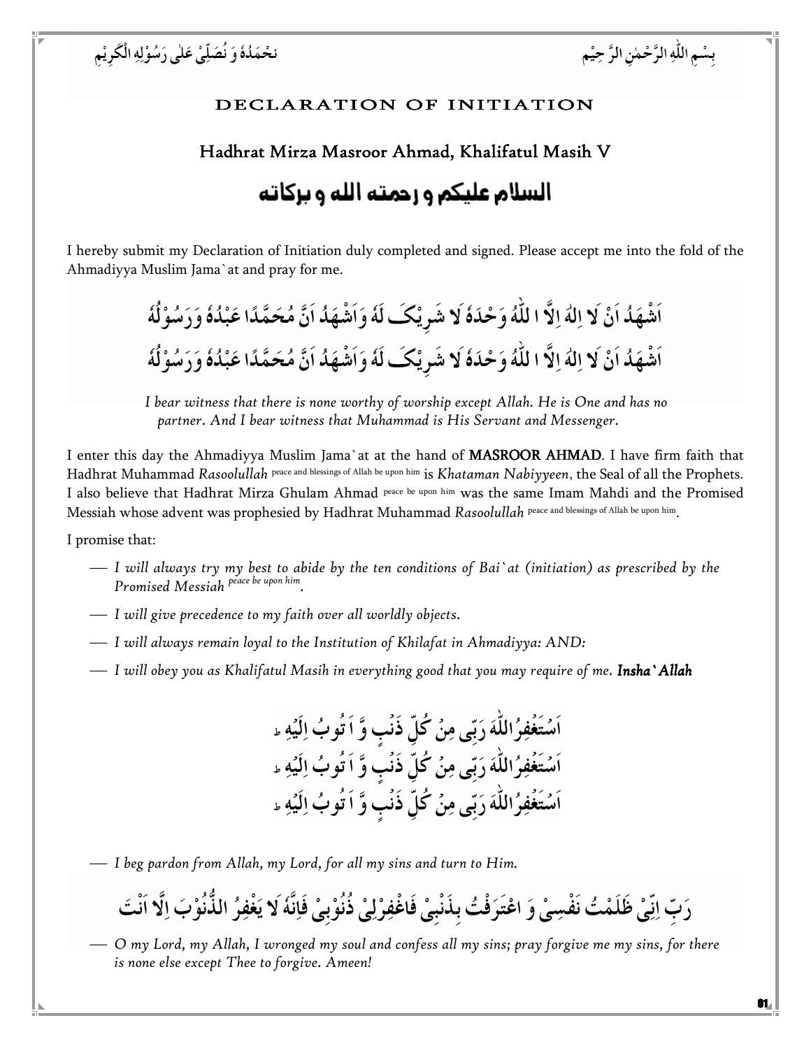بِسْمِ اللّٰهِ الرَّحْمٰنِ الرَّحِیْم نحْمَدُہٗ وَ نُصَلِّیْ عَلٰی رَسُوْلِہِ الْکَرِیْمِ

# DECLARATION OF INITIATION

## Hadhrat Mirza Masroor Ahmad, Khalifatul Masih V

## السلام علیکم و رحمته الله و برکاته

I hereby submit my Declaration of Initiation duly completed and signed. Please accept me into the fold of the Ahmadiyya Muslim Jama`at and pray for me.

اَشْهَدُ اَنْ لَا اِلٰهَ اِلَّا اللّٰهُ وَحْدَهٗ لَا شَرِيْکَ لَهٗ وَاَشْهَدُ اَنَّ مُحَمَّدًا عَبْدُهٗ وَرَسُوْلُهٗ

اَشْهَدُ اَنْ لَا اِلٰهَ اِلَّا اللّٰهُ وَحْدَهٗ لَا شَرِيْکَ لَهٗ وَاَشْهَدُ اَنَّ مُحَمَّدًا عَبْدُهٗ وَرَسُوْلُهٗ

*I bear witness that there is none worthy of worship except Allah. He is One and has no partner. And I bear witness that Muhammad is His Servant and Messenger.*

I enter this day the Ahmadiyya Muslim Jama`at at the hand of **MASROOR AHMAD**. I have firm faith that Hadhrat Muhammad *Rasoolullah* peace and blessings of Allah be upon him is *Khataman Nabiyyeen*, the Seal of all the Prophets. I also believe that Hadhrat Mirza Ghulam Ahmad peace be upon him was the same Imam Mahdi and the Promised Messiah whose advent was prophesied by Hadhrat Muhammad *Rasoolullah* peace and blessings of Allah be upon him.

I promise that:

- *I will always try my best to abide by the ten conditions of Bai`at (initiation) as prescribed by the Promised Messiah peace be upon him.*
- *I will give precedence to my faith over all worldly objects.*
- *I will always remain loyal to the Institution of Khilafat in Ahmadiyya: AND:*
- *I will obey you as Khalifatul Masih in everything good that you may require of me.* ***Insha`Allah***

اَسْتَغْفِرُاللّٰهَ رَبِّی مِنْ کُلِّ ذَنْبٍ وَّ اَتُوبُ اِلَيْهِ ط

اَسْتَغْفِرُاللّٰهَ رَبِّی مِنْ کُلِّ ذَنْبٍ وَّ اَتُوبُ اِلَيْهِ ط

اَسْتَغْفِرُاللّٰهَ رَبِّی مِنْ کُلِّ ذَنْبٍ وَّ اَتُوبُ اِلَيْهِ ط

- *I beg pardon from Allah, my Lord, for all my sins and turn to Him.*

رَبِّ اِنِّیْ ظَلَمْتُ نَفْسِیْ وَ اعْتَرَفْتُ بِذَنْبِیْ فَاغْفِرْلِیْ ذُنُوْبِیْ فَاِنَّهٗ لَا يَغْفِرُ الذُّنُوْبَ اِلَّا اَنْتَ

- *O my Lord, my Allah, I wronged my soul and confess all my sins; pray forgive me my sins, for there is none else except Thee to forgive. Ameen!*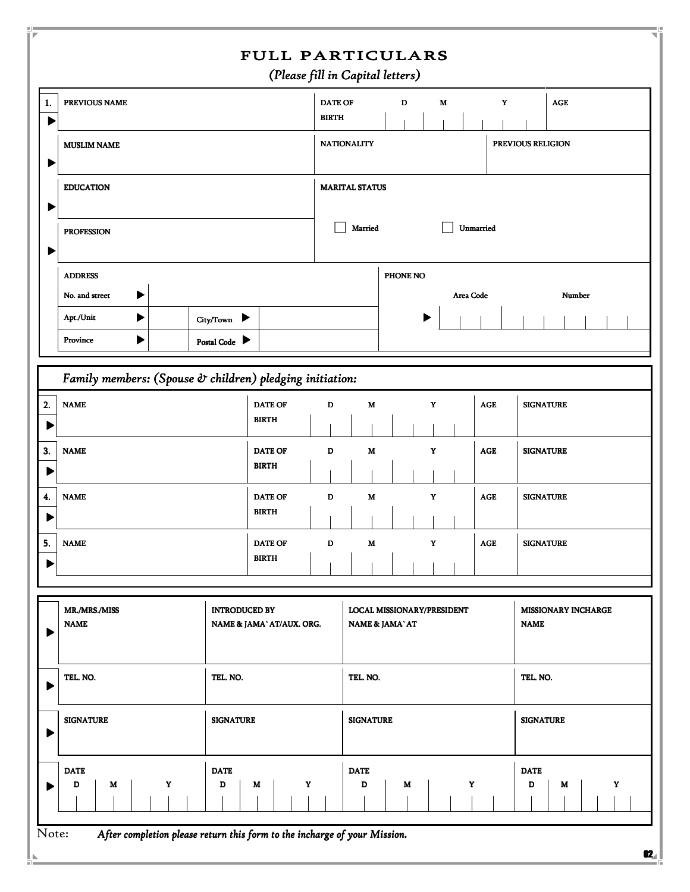# FULL PARTICULARS

*(Please fill in Capital letters)*

| 1. | PREVIOUS NAME | DATE OF BIRTH D M Y | AGE |
|---|---|---|---|
| | MUSLIM NAME | NATIONALITY | PREVIOUS RELIGION |
| | EDUCATION | MARITAL STATUS | |
| | PROFESSION | ☐ Married ☐ Unmarried | |

| ADDRESS | | | | PHONE NO |
|---|---|---|---|---|
| No. and street | | | | Area Code Number |
| Apt./Unit | | City/Town | | |
| Province | | Postal Code | | |

*Family members: (Spouse & children) pledging initiation:*

| | NAME | DATE OF BIRTH D M Y | AGE | SIGNATURE |
|---|---|---|---|---|
| 2. | | | | |
| 3. | | | | |
| 4. | | | | |
| 5. | | | | |

| MR./MRS./MISS NAME | INTRODUCED BY NAME & JAMA`AT/AUX. ORG. | LOCAL MISSIONARY/PRESIDENT NAME & JAMA`AT | MISSIONARY INCHARGE NAME |
|---|---|---|---|
| TEL. NO. | TEL. NO. | TEL. NO. | TEL. NO. |
| SIGNATURE | SIGNATURE | SIGNATURE | SIGNATURE |
| DATE D M Y | DATE D M Y | DATE D M Y | DATE D M Y |

Note: *After completion please return this form to the incharge of your Mission.*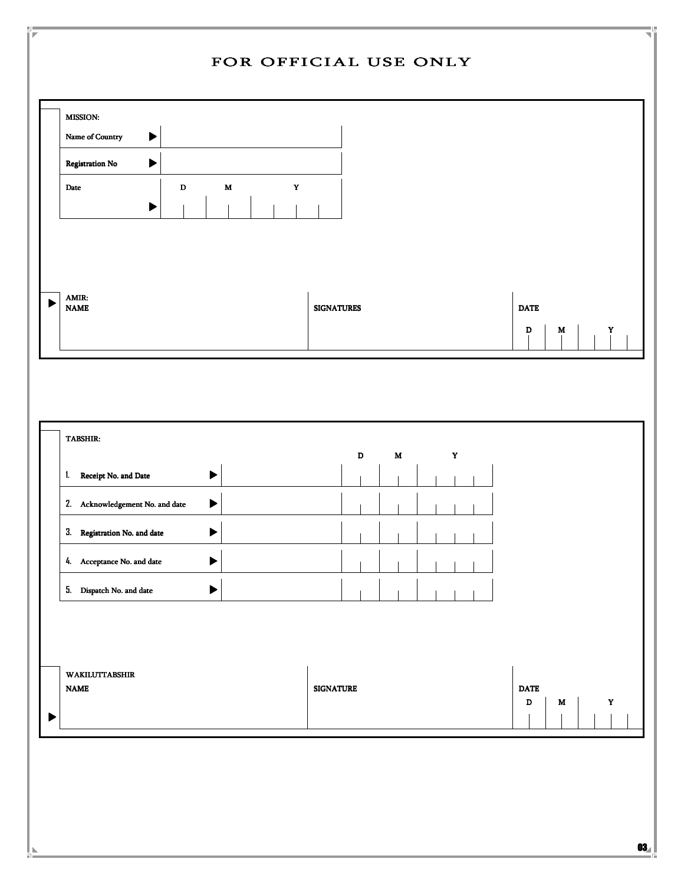# FOR OFFICIAL USE ONLY

**MISSION:**

| | | | | |
|---|---|---|---|---|
| Name of Country ▶ | | | | |
| Registration No ▶ | | | | |
| Date ▶ | D | M | Y | |

| AMIR: NAME | SIGNATURES | DATE D | M | Y |
|---|---|---|---|---|
| | | | | |

**TABSHIR:**

| | | D | M | Y |
|---|---|---|---|---|
| 1. Receipt No. and Date ▶ | | | | |
| 2. Acknowledgement No. and date ▶ | | | | |
| 3. Registration No. and date ▶ | | | | |
| 4. Acceptance No. and date ▶ | | | | |
| 5. Dispatch No. and date ▶ | | | | |

| WAKILUTTABSHIR NAME | SIGNATURE | DATE D | M | Y |
|---|---|---|---|---|
| | | | | |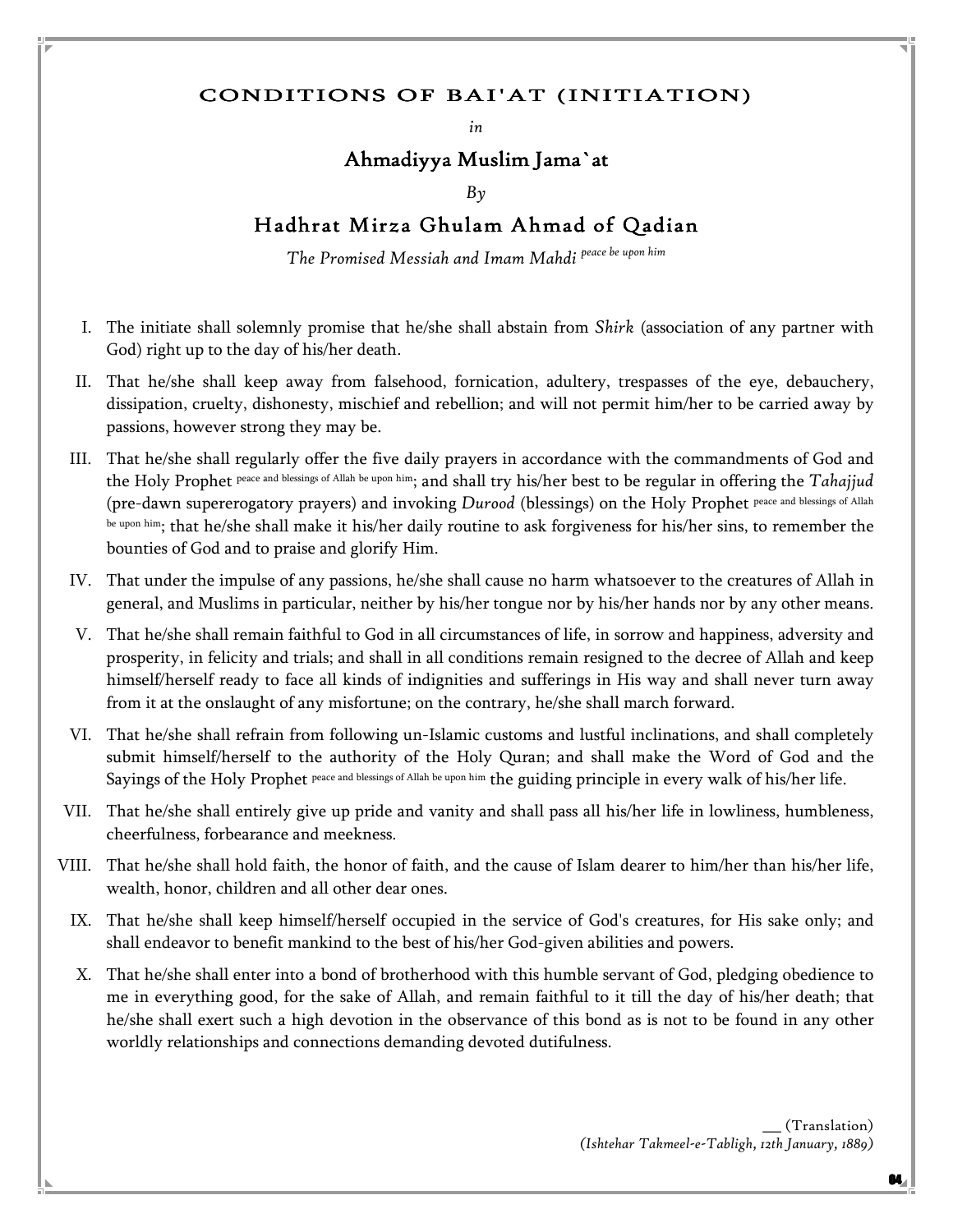# CONDITIONS OF BAI'AT (INITIATION)

*in*

## Ahmadiyya Muslim Jama`at

*By*

## Hadhrat Mirza Ghulam Ahmad of Qadian

*The Promised Messiah and Imam Mahdi* *peace be upon him*

I. The initiate shall solemnly promise that he/she shall abstain from *Shirk* (association of any partner with God) right up to the day of his/her death.

II. That he/she shall keep away from falsehood, fornication, adultery, trespasses of the eye, debauchery, dissipation, cruelty, dishonesty, mischief and rebellion; and will not permit him/her to be carried away by passions, however strong they may be.

III. That he/she shall regularly offer the five daily prayers in accordance with the commandments of God and the Holy Prophet peace and blessings of Allah be upon him; and shall try his/her best to be regular in offering the *Tahajjud* (pre-dawn supererogatory prayers) and invoking *Durood* (blessings) on the Holy Prophet peace and blessings of Allah be upon him; that he/she shall make it his/her daily routine to ask forgiveness for his/her sins, to remember the bounties of God and to praise and glorify Him.

IV. That under the impulse of any passions, he/she shall cause no harm whatsoever to the creatures of Allah in general, and Muslims in particular, neither by his/her tongue nor by his/her hands nor by any other means.

V. That he/she shall remain faithful to God in all circumstances of life, in sorrow and happiness, adversity and prosperity, in felicity and trials; and shall in all conditions remain resigned to the decree of Allah and keep himself/herself ready to face all kinds of indignities and sufferings in His way and shall never turn away from it at the onslaught of any misfortune; on the contrary, he/she shall march forward.

VI. That he/she shall refrain from following un-Islamic customs and lustful inclinations, and shall completely submit himself/herself to the authority of the Holy Quran; and shall make the Word of God and the Sayings of the Holy Prophet peace and blessings of Allah be upon him the guiding principle in every walk of his/her life.

VII. That he/she shall entirely give up pride and vanity and shall pass all his/her life in lowliness, humbleness, cheerfulness, forbearance and meekness.

VIII. That he/she shall hold faith, the honor of faith, and the cause of Islam dearer to him/her than his/her life, wealth, honor, children and all other dear ones.

IX. That he/she shall keep himself/herself occupied in the service of God's creatures, for His sake only; and shall endeavor to benefit mankind to the best of his/her God-given abilities and powers.

X. That he/she shall enter into a bond of brotherhood with this humble servant of God, pledging obedience to me in everything good, for the sake of Allah, and remain faithful to it till the day of his/her death; that he/she shall exert such a high devotion in the observance of this bond as is not to be found in any other worldly relationships and connections demanding devoted dutifulness.

__ (Translation)
*(Ishtehar Takmeel-e-Tabligh, 12th January, 1889)*